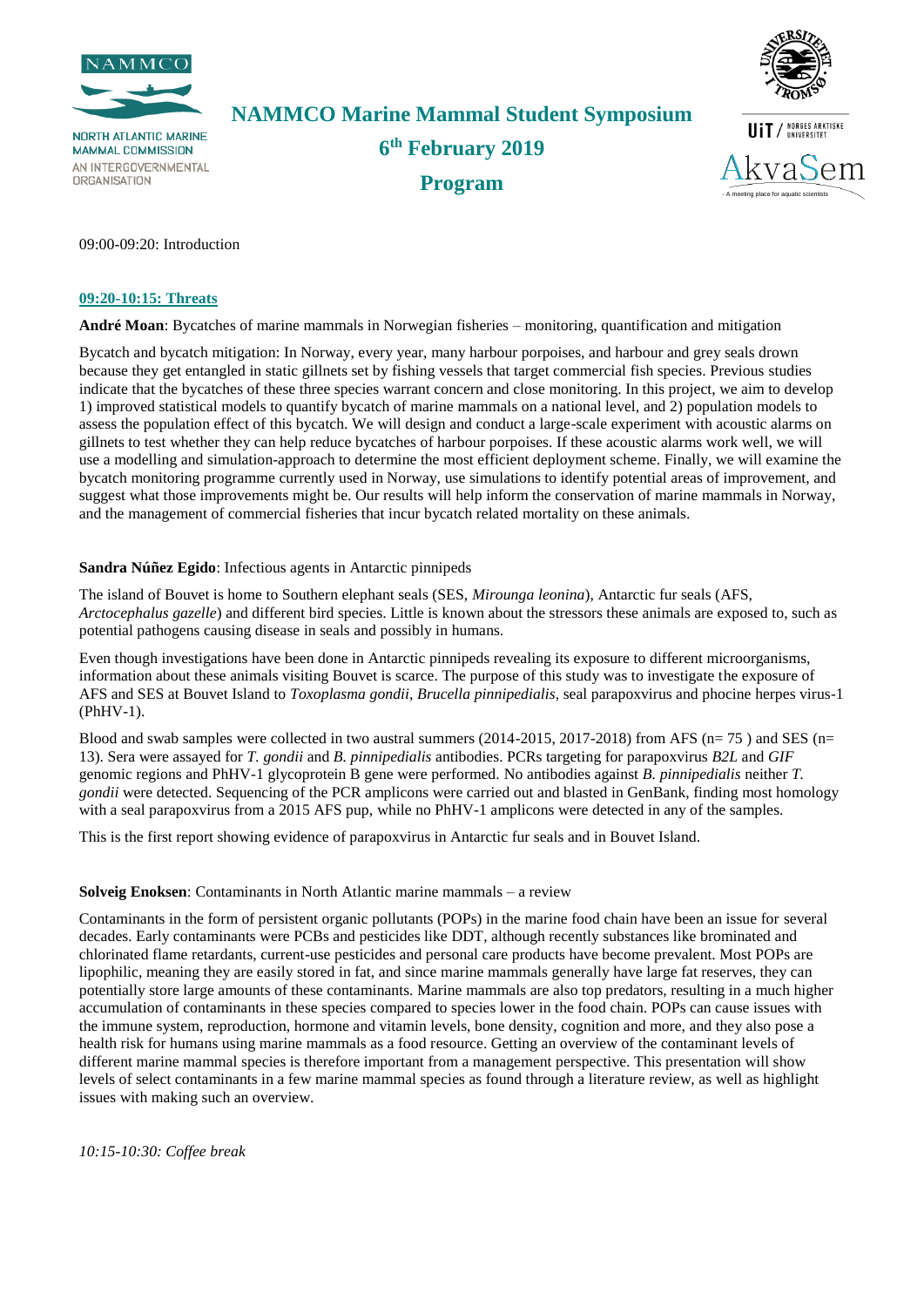# NAMMCO Marine Mammal Student Symposium

## 6th February 2019

## Program

09:00-09:20: Introduction

### 09:20-10:15: Threats

**André Moan**: Bycatches of marine mammals in Norwegian fisheries – monitoring, quantification and mitigation

Bycatch and bycatch mitigation: In Norway, every year, many harbour porpoises, and harbour and grey seals drown because they get entangled in static gillnets set by fishing vessels that target commercial fish species. Previous studies indicate that the bycatches of these three species warrant concern and close monitoring. In this project, we aim to develop 1) improved statistical models to quantify bycatch of marine mammals on a national level, and 2) population models to assess the population effect of this bycatch. We will design and conduct a large-scale experiment with acoustic alarms on gillnets to test whether they can help reduce bycatches of harbour porpoises. If these acoustic alarms work well, we will use a modelling and simulation-approach to determine the most efficient deployment scheme. Finally, we will examine the bycatch monitoring programme currently used in Norway, use simulations to identify potential areas of improvement, and suggest what those improvements might be. Our results will help inform the conservation of marine mammals in Norway, and the management of commercial fisheries that incur bycatch related mortality on these animals.

**Sandra Núñez Egido**: Infectious agents in Antarctic pinnipeds

The island of Bouvet is home to Southern elephant seals (SES, *Mirounga leonina*), Antarctic fur seals (AFS, *Arctocephalus gazelle*) and different bird species. Little is known about the stressors these animals are exposed to, such as potential pathogens causing disease in seals and possibly in humans.

Even though investigations have been done in Antarctic pinnipeds revealing its exposure to different microorganisms, information about these animals visiting Bouvet is scarce. The purpose of this study was to investigate the exposure of AFS and SES at Bouvet Island to *Toxoplasma gondii*, *Brucella pinnipedialis*, seal parapoxvirus and phocine herpes virus-1 (PhHV-1).

Blood and swab samples were collected in two austral summers (2014-2015, 2017-2018) from AFS (n= 75 ) and SES (n= 13). Sera were assayed for *T. gondii* and *B. pinnipedialis* antibodies. PCRs targeting for parapoxvirus *B2L* and *GIF* genomic regions and PhHV-1 glycoprotein B gene were performed. No antibodies against *B. pinnipedialis* neither *T. gondii* were detected. Sequencing of the PCR amplicons were carried out and blasted in GenBank, finding most homology with a seal parapoxvirus from a 2015 AFS pup, while no PhHV-1 amplicons were detected in any of the samples.

This is the first report showing evidence of parapoxvirus in Antarctic fur seals and in Bouvet Island.

**Solveig Enoksen**: Contaminants in North Atlantic marine mammals – a review

Contaminants in the form of persistent organic pollutants (POPs) in the marine food chain have been an issue for several decades. Early contaminants were PCBs and pesticides like DDT, although recently substances like brominated and chlorinated flame retardants, current-use pesticides and personal care products have become prevalent. Most POPs are lipophilic, meaning they are easily stored in fat, and since marine mammals generally have large fat reserves, they can potentially store large amounts of these contaminants. Marine mammals are also top predators, resulting in a much higher accumulation of contaminants in these species compared to species lower in the food chain. POPs can cause issues with the immune system, reproduction, hormone and vitamin levels, bone density, cognition and more, and they also pose a health risk for humans using marine mammals as a food resource. Getting an overview of the contaminant levels of different marine mammal species is therefore important from a management perspective. This presentation will show levels of select contaminants in a few marine mammal species as found through a literature review, as well as highlight issues with making such an overview.

*10:15-10:30: Coffee break*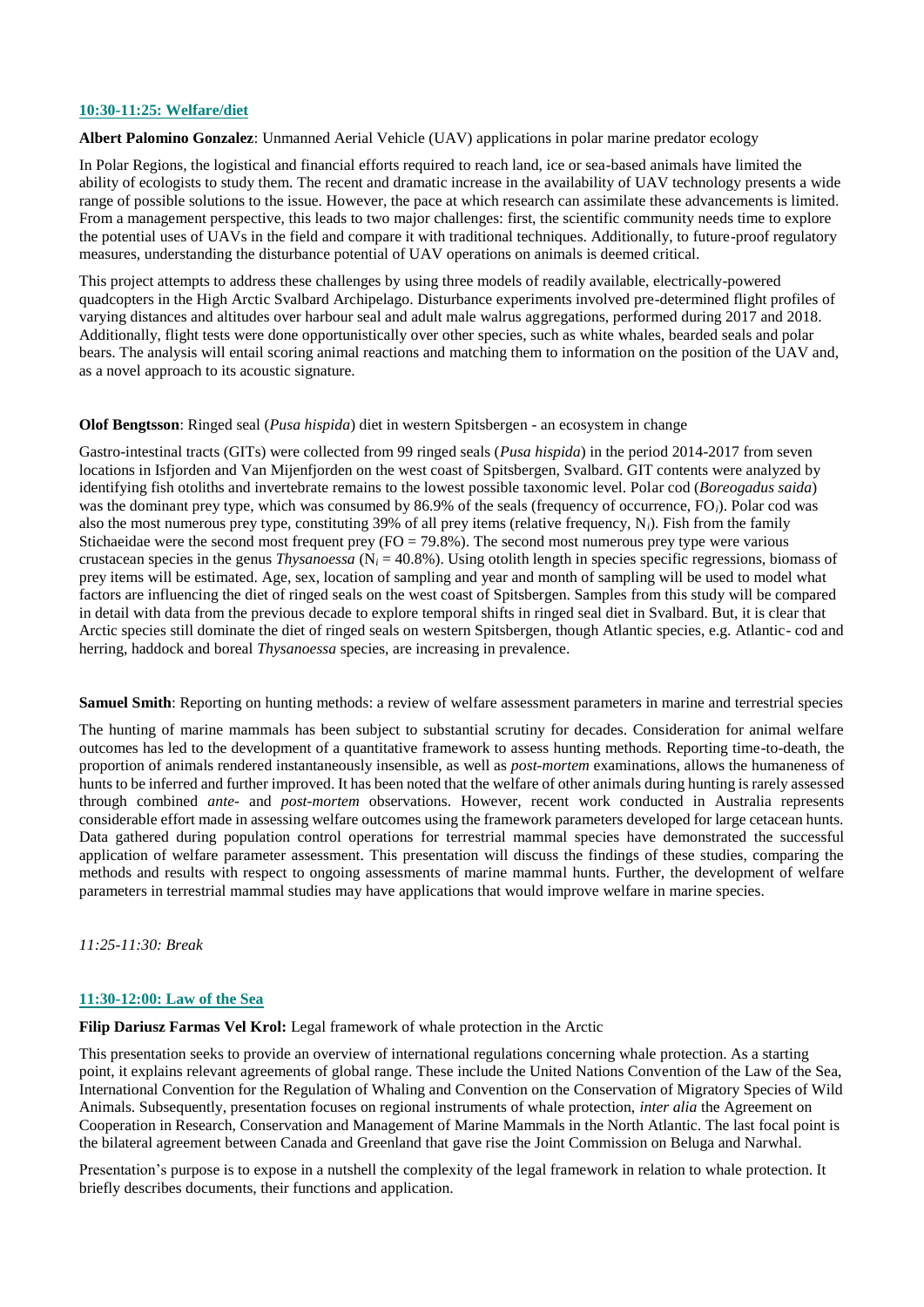### 10:30-11:25: Welfare/diet

**Albert Palomino Gonzalez**: Unmanned Aerial Vehicle (UAV) applications in polar marine predator ecology

In Polar Regions, the logistical and financial efforts required to reach land, ice or sea-based animals have limited the ability of ecologists to study them. The recent and dramatic increase in the availability of UAV technology presents a wide range of possible solutions to the issue. However, the pace at which research can assimilate these advancements is limited. From a management perspective, this leads to two major challenges: first, the scientific community needs time to explore the potential uses of UAVs in the field and compare it with traditional techniques. Additionally, to future-proof regulatory measures, understanding the disturbance potential of UAV operations on animals is deemed critical.

This project attempts to address these challenges by using three models of readily available, electrically-powered quadcopters in the High Arctic Svalbard Archipelago. Disturbance experiments involved pre-determined flight profiles of varying distances and altitudes over harbour seal and adult male walrus aggregations, performed during 2017 and 2018. Additionally, flight tests were done opportunistically over other species, such as white whales, bearded seals and polar bears. The analysis will entail scoring animal reactions and matching them to information on the position of the UAV and, as a novel approach to its acoustic signature.

**Olof Bengtsson**: Ringed seal (*Pusa hispida*) diet in western Spitsbergen - an ecosystem in change

Gastro-intestinal tracts (GITs) were collected from 99 ringed seals (*Pusa hispida*) in the period 2014-2017 from seven locations in Isfjorden and Van Mijenfjorden on the west coast of Spitsbergen, Svalbard. GIT contents were analyzed by identifying fish otoliths and invertebrate remains to the lowest possible taxonomic level. Polar cod (*Boreogadus saida*) was the dominant prey type, which was consumed by 86.9% of the seals (frequency of occurrence, $FO_i$). Polar cod was also the most numerous prey type, constituting 39% of all prey items (relative frequency, $N_i$). Fish from the family Stichaeidae were the second most frequent prey (FO = 79.8%). The second most numerous prey type were various crustacean species in the genus *Thysanoessa* ($N_i$ = 40.8%). Using otolith length in species specific regressions, biomass of prey items will be estimated. Age, sex, location of sampling and year and month of sampling will be used to model what factors are influencing the diet of ringed seals on the west coast of Spitsbergen. Samples from this study will be compared in detail with data from the previous decade to explore temporal shifts in ringed seal diet in Svalbard. But, it is clear that Arctic species still dominate the diet of ringed seals on western Spitsbergen, though Atlantic species, e.g. Atlantic- cod and herring, haddock and boreal *Thysanoessa* species, are increasing in prevalence.

**Samuel Smith**: Reporting on hunting methods: a review of welfare assessment parameters in marine and terrestrial species

The hunting of marine mammals has been subject to substantial scrutiny for decades. Consideration for animal welfare outcomes has led to the development of a quantitative framework to assess hunting methods. Reporting time-to-death, the proportion of animals rendered instantaneously insensible, as well as *post-mortem* examinations, allows the humaneness of hunts to be inferred and further improved. It has been noted that the welfare of other animals during hunting is rarely assessed through combined *ante-* and *post-mortem* observations. However, recent work conducted in Australia represents considerable effort made in assessing welfare outcomes using the framework parameters developed for large cetacean hunts. Data gathered during population control operations for terrestrial mammal species have demonstrated the successful application of welfare parameter assessment. This presentation will discuss the findings of these studies, comparing the methods and results with respect to ongoing assessments of marine mammal hunts. Further, the development of welfare parameters in terrestrial mammal studies may have applications that would improve welfare in marine species.

*11:25-11:30: Break*

### 11:30-12:00: Law of the Sea

**Filip Dariusz Farmas Vel Krol:** Legal framework of whale protection in the Arctic

This presentation seeks to provide an overview of international regulations concerning whale protection. As a starting point, it explains relevant agreements of global range. These include the United Nations Convention of the Law of the Sea, International Convention for the Regulation of Whaling and Convention on the Conservation of Migratory Species of Wild Animals. Subsequently, presentation focuses on regional instruments of whale protection, *inter alia* the Agreement on Cooperation in Research, Conservation and Management of Marine Mammals in the North Atlantic. The last focal point is the bilateral agreement between Canada and Greenland that gave rise the Joint Commission on Beluga and Narwhal.

Presentation's purpose is to expose in a nutshell the complexity of the legal framework in relation to whale protection. It briefly describes documents, their functions and application.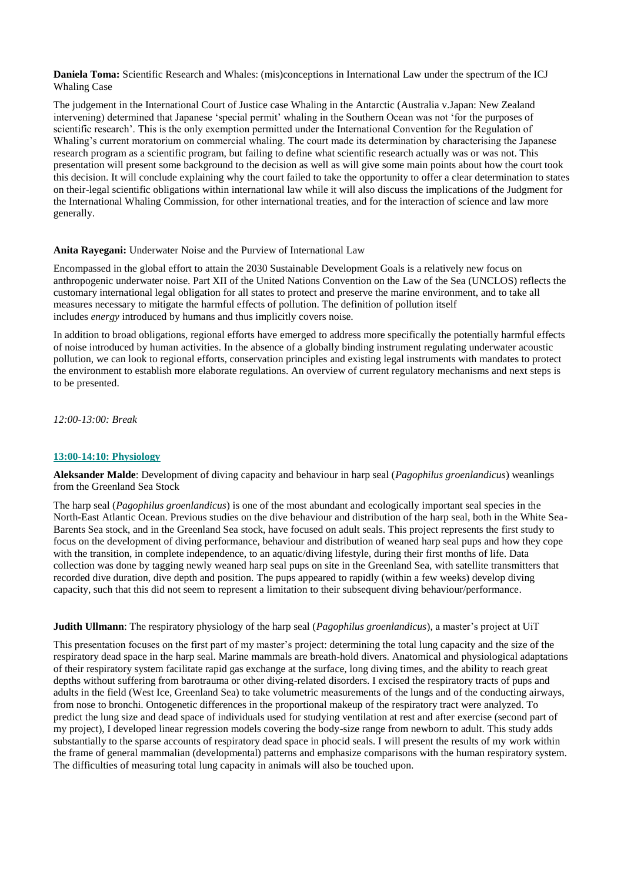**Daniela Toma:** Scientific Research and Whales: (mis)conceptions in International Law under the spectrum of the ICJ Whaling Case

The judgement in the International Court of Justice case Whaling in the Antarctic (Australia v.Japan: New Zealand intervening) determined that Japanese 'special permit' whaling in the Southern Ocean was not 'for the purposes of scientific research'. This is the only exemption permitted under the International Convention for the Regulation of Whaling's current moratorium on commercial whaling. The court made its determination by characterising the Japanese research program as a scientific program, but failing to define what scientific research actually was or was not. This presentation will present some background to the decision as well as will give some main points about how the court took this decision. It will conclude explaining why the court failed to take the opportunity to offer a clear determination to states on their-legal scientific obligations within international law while it will also discuss the implications of the Judgment for the International Whaling Commission, for other international treaties, and for the interaction of science and law more generally.

**Anita Rayegani:** Underwater Noise and the Purview of International Law

Encompassed in the global effort to attain the 2030 Sustainable Development Goals is a relatively new focus on anthropogenic underwater noise. Part XII of the United Nations Convention on the Law of the Sea (UNCLOS) reflects the customary international legal obligation for all states to protect and preserve the marine environment, and to take all measures necessary to mitigate the harmful effects of pollution. The definition of pollution itself includes *energy* introduced by humans and thus implicitly covers noise.

In addition to broad obligations, regional efforts have emerged to address more specifically the potentially harmful effects of noise introduced by human activities. In the absence of a globally binding instrument regulating underwater acoustic pollution, we can look to regional efforts, conservation principles and existing legal instruments with mandates to protect the environment to establish more elaborate regulations. An overview of current regulatory mechanisms and next steps is to be presented.

*12:00-13:00: Break*

## 13:00-14:10: Physiology

**Aleksander Malde**: Development of diving capacity and behaviour in harp seal (*Pagophilus groenlandicus*) weanlings from the Greenland Sea Stock

The harp seal (*Pagophilus groenlandicus*) is one of the most abundant and ecologically important seal species in the North-East Atlantic Ocean. Previous studies on the dive behaviour and distribution of the harp seal, both in the White Sea-Barents Sea stock, and in the Greenland Sea stock, have focused on adult seals. This project represents the first study to focus on the development of diving performance, behaviour and distribution of weaned harp seal pups and how they cope with the transition, in complete independence, to an aquatic/diving lifestyle, during their first months of life. Data collection was done by tagging newly weaned harp seal pups on site in the Greenland Sea, with satellite transmitters that recorded dive duration, dive depth and position. The pups appeared to rapidly (within a few weeks) develop diving capacity, such that this did not seem to represent a limitation to their subsequent diving behaviour/performance.

**Judith Ullmann**: The respiratory physiology of the harp seal (*Pagophilus groenlandicus*), a master's project at UiT

This presentation focuses on the first part of my master's project: determining the total lung capacity and the size of the respiratory dead space in the harp seal. Marine mammals are breath-hold divers. Anatomical and physiological adaptations of their respiratory system facilitate rapid gas exchange at the surface, long diving times, and the ability to reach great depths without suffering from barotrauma or other diving-related disorders. I excised the respiratory tracts of pups and adults in the field (West Ice, Greenland Sea) to take volumetric measurements of the lungs and of the conducting airways, from nose to bronchi. Ontogenetic differences in the proportional makeup of the respiratory tract were analyzed. To predict the lung size and dead space of individuals used for studying ventilation at rest and after exercise (second part of my project), I developed linear regression models covering the body-size range from newborn to adult. This study adds substantially to the sparse accounts of respiratory dead space in phocid seals. I will present the results of my work within the frame of general mammalian (developmental) patterns and emphasize comparisons with the human respiratory system. The difficulties of measuring total lung capacity in animals will also be touched upon.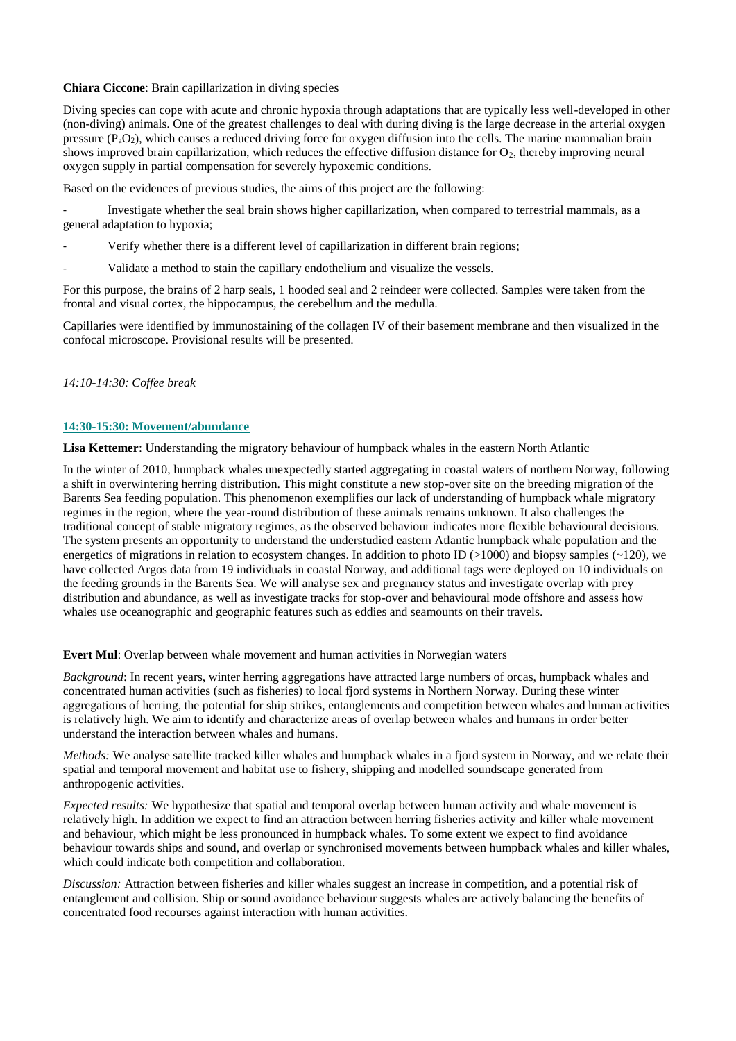**Chiara Ciccone**: Brain capillarization in diving species

Diving species can cope with acute and chronic hypoxia through adaptations that are typically less well-developed in other (non-diving) animals. One of the greatest challenges to deal with during diving is the large decrease in the arterial oxygen pressure ($P_aO_2$), which causes a reduced driving force for oxygen diffusion into the cells. The marine mammalian brain shows improved brain capillarization, which reduces the effective diffusion distance for $O_2$, thereby improving neural oxygen supply in partial compensation for severely hypoxemic conditions.

Based on the evidences of previous studies, the aims of this project are the following:

- Investigate whether the seal brain shows higher capillarization, when compared to terrestrial mammals, as a general adaptation to hypoxia;
- Verify whether there is a different level of capillarization in different brain regions;
- Validate a method to stain the capillary endothelium and visualize the vessels.

For this purpose, the brains of 2 harp seals, 1 hooded seal and 2 reindeer were collected. Samples were taken from the frontal and visual cortex, the hippocampus, the cerebellum and the medulla.

Capillaries were identified by immunostaining of the collagen IV of their basement membrane and then visualized in the confocal microscope. Provisional results will be presented.

*14:10-14:30: Coffee break*

## 14:30-15:30: Movement/abundance

**Lisa Kettemer**: Understanding the migratory behaviour of humpback whales in the eastern North Atlantic

In the winter of 2010, humpback whales unexpectedly started aggregating in coastal waters of northern Norway, following a shift in overwintering herring distribution. This might constitute a new stop-over site on the breeding migration of the Barents Sea feeding population. This phenomenon exemplifies our lack of understanding of humpback whale migratory regimes in the region, where the year-round distribution of these animals remains unknown. It also challenges the traditional concept of stable migratory regimes, as the observed behaviour indicates more flexible behavioural decisions. The system presents an opportunity to understand the understudied eastern Atlantic humpback whale population and the energetics of migrations in relation to ecosystem changes. In addition to photo ID (>1000) and biopsy samples (~120), we have collected Argos data from 19 individuals in coastal Norway, and additional tags were deployed on 10 individuals on the feeding grounds in the Barents Sea. We will analyse sex and pregnancy status and investigate overlap with prey distribution and abundance, as well as investigate tracks for stop-over and behavioural mode offshore and assess how whales use oceanographic and geographic features such as eddies and seamounts on their travels.

**Evert Mul**: Overlap between whale movement and human activities in Norwegian waters

*Background*: In recent years, winter herring aggregations have attracted large numbers of orcas, humpback whales and concentrated human activities (such as fisheries) to local fjord systems in Northern Norway. During these winter aggregations of herring, the potential for ship strikes, entanglements and competition between whales and human activities is relatively high. We aim to identify and characterize areas of overlap between whales and humans in order better understand the interaction between whales and humans.

*Methods:* We analyse satellite tracked killer whales and humpback whales in a fjord system in Norway, and we relate their spatial and temporal movement and habitat use to fishery, shipping and modelled soundscape generated from anthropogenic activities.

*Expected results:* We hypothesize that spatial and temporal overlap between human activity and whale movement is relatively high. In addition we expect to find an attraction between herring fisheries activity and killer whale movement and behaviour, which might be less pronounced in humpback whales. To some extent we expect to find avoidance behaviour towards ships and sound, and overlap or synchronised movements between humpback whales and killer whales, which could indicate both competition and collaboration.

*Discussion:* Attraction between fisheries and killer whales suggest an increase in competition, and a potential risk of entanglement and collision. Ship or sound avoidance behaviour suggests whales are actively balancing the benefits of concentrated food recourses against interaction with human activities.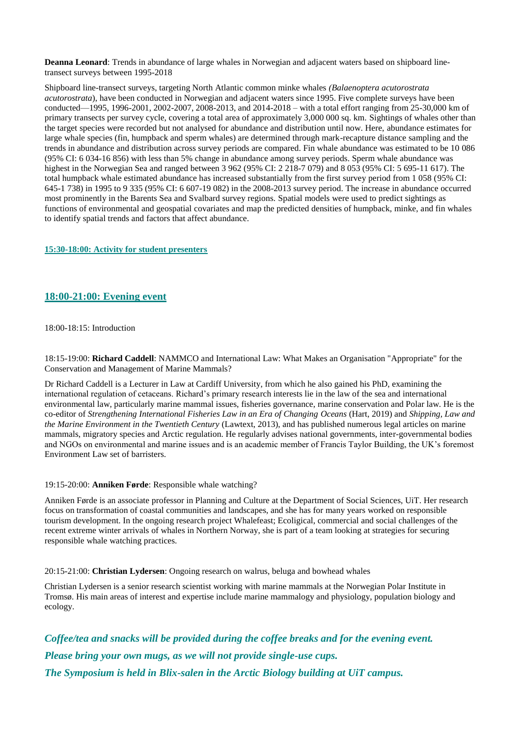**Deanna Leonard**: Trends in abundance of large whales in Norwegian and adjacent waters based on shipboard line-transect surveys between 1995-2018

Shipboard line-transect surveys, targeting North Atlantic common minke whales *(Balaenoptera acutorostrata acutorostrata*), have been conducted in Norwegian and adjacent waters since 1995. Five complete surveys have been conducted—1995, 1996-2001, 2002-2007, 2008-2013, and 2014-2018 – with a total effort ranging from 25-30,000 km of primary transects per survey cycle, covering a total area of approximately 3,000 000 sq. km. Sightings of whales other than the target species were recorded but not analysed for abundance and distribution until now. Here, abundance estimates for large whale species (fin, humpback and sperm whales) are determined through mark-recapture distance sampling and the trends in abundance and distribution across survey periods are compared. Fin whale abundance was estimated to be 10 086 (95% CI: 6 034-16 856) with less than 5% change in abundance among survey periods. Sperm whale abundance was highest in the Norwegian Sea and ranged between 3 962 (95% CI: 2 218-7 079) and 8 053 (95% CI: 5 695-11 617). The total humpback whale estimated abundance has increased substantially from the first survey period from 1 058 (95% CI: 645-1 738) in 1995 to 9 335 (95% CI: 6 607-19 082) in the 2008-2013 survey period. The increase in abundance occurred most prominently in the Barents Sea and Svalbard survey regions. Spatial models were used to predict sightings as functions of environmental and geospatial covariates and map the predicted densities of humpback, minke, and fin whales to identify spatial trends and factors that affect abundance.

**15:30-18:00: Activity for student presenters**

## 18:00-21:00: Evening event

18:00-18:15: Introduction

18:15-19:00: **Richard Caddell**: NAMMCO and International Law: What Makes an Organisation "Appropriate" for the Conservation and Management of Marine Mammals?

Dr Richard Caddell is a Lecturer in Law at Cardiff University, from which he also gained his PhD, examining the international regulation of cetaceans. Richard's primary research interests lie in the law of the sea and international environmental law, particularly marine mammal issues, fisheries governance, marine conservation and Polar law. He is the co-editor of *Strengthening International Fisheries Law in an Era of Changing Oceans* (Hart, 2019) and *Shipping, Law and the Marine Environment in the Twentieth Century* (Lawtext, 2013), and has published numerous legal articles on marine mammals, migratory species and Arctic regulation. He regularly advises national governments, inter-governmental bodies and NGOs on environmental and marine issues and is an academic member of Francis Taylor Building, the UK's foremost Environment Law set of barristers.

19:15-20:00: **Anniken Førde**: Responsible whale watching?

Anniken Førde is an associate professor in Planning and Culture at the Department of Social Sciences, UiT. Her research focus on transformation of coastal communities and landscapes, and she has for many years worked on responsible tourism development. In the ongoing research project Whalefeast; Ecoligical, commercial and social challenges of the recent extreme winter arrivals of whales in Northern Norway, she is part of a team looking at strategies for securing responsible whale watching practices.

20:15-21:00: **Christian Lydersen**: Ongoing research on walrus, beluga and bowhead whales

Christian Lydersen is a senior research scientist working with marine mammals at the Norwegian Polar Institute in Tromsø. His main areas of interest and expertise include marine mammalogy and physiology, population biology and ecology.

***Coffee/tea and snacks will be provided during the coffee breaks and for the evening event.***

***Please bring your own mugs, as we will not provide single-use cups.***

***The Symposium is held in Blix-salen in the Arctic Biology building at UiT campus.***